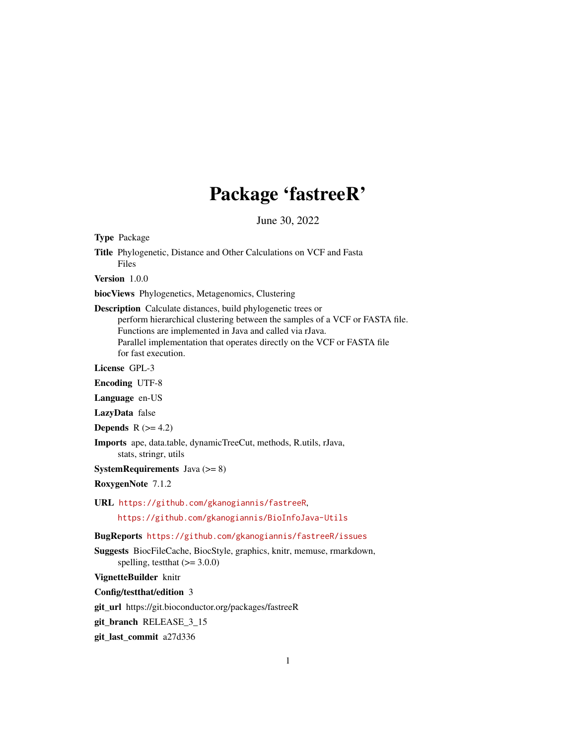# Package 'fastreeR'

June 30, 2022

**Type** Package

**Title** Phylogenetic, Distance and Other Calculations on VCF and Fasta Files

**Version** 1.0.0

**biocViews** Phylogenetics, Metagenomics, Clustering

**Description** Calculate distances, build phylogenetic trees or perform hierarchical clustering between the samples of a VCF or FASTA file. Functions are implemented in Java and called via rJava. Parallel implementation that operates directly on the VCF or FASTA file for fast execution.

**License** GPL-3

**Encoding** UTF-8

**Language** en-US

**LazyData** false

**Depends** R (>= 4.2)

**Imports** ape, data.table, dynamicTreeCut, methods, R.utils, rJava, stats, stringr, utils

**SystemRequirements** Java (>= 8)

**RoxygenNote** 7.1.2

**URL** https://github.com/gkanogiannis/fastreeR, https://github.com/gkanogiannis/BioInfoJava-Utils

**BugReports** https://github.com/gkanogiannis/fastreeR/issues

**Suggests** BiocFileCache, BiocStyle, graphics, knitr, memuse, rmarkdown, spelling, testthat (>= 3.0.0)

**VignetteBuilder** knitr

**Config/testthat/edition** 3

**git_url** https://git.bioconductor.org/packages/fastreeR

**git_branch** RELEASE_3_15

**git_last_commit** a27d336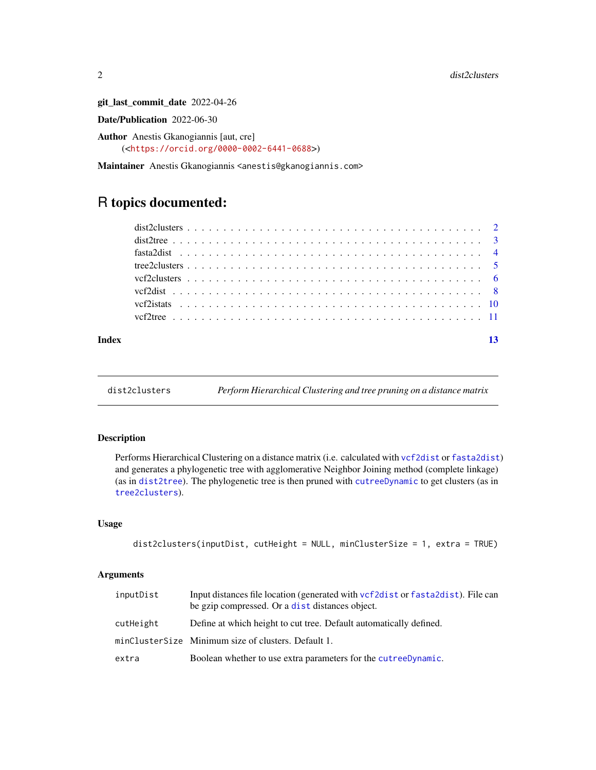**git_last_commit_date** 2022-04-26

**Date/Publication** 2022-06-30

**Author** Anestis Gkanogiannis [aut, cre] (<https://orcid.org/0000-0002-6441-0688>)

**Maintainer** Anestis Gkanogiannis <anestis@gkanogiannis.com>

# R topics documented:

| | |
|---|---|
| dist2clusters | 2 |
| dist2tree | 3 |
| fasta2dist | 4 |
| tree2clusters | 5 |
| vcf2clusters | 6 |
| vcf2dist | 8 |
| vcf2istats | 10 |
| vcf2tree | 11 |
| **Index** | **13** |

---

## dist2clusters — *Perform Hierarchical Clustering and tree pruning on a distance matrix*

---

### Description

Performs Hierarchical Clustering on a distance matrix (i.e. calculated with `vcf2dist` or `fasta2dist`) and generates a phylogenetic tree with agglomerative Neighbor Joining method (complete linkage) (as in `dist2tree`). The phylogenetic tree is then pruned with `cutreeDynamic` to get clusters (as in `tree2clusters`).

### Usage

```
dist2clusters(inputDist, cutHeight = NULL, minClusterSize = 1, extra = TRUE)
```

### Arguments

| | |
|---|---|
| `inputDist` | Input distances file location (generated with `vcf2dist` or `fasta2dist`). File can be gzip compressed. Or a `dist` distances object. |
| `cutHeight` | Define at which height to cut tree. Default automatically defined. |
| `minClusterSize` | Minimum size of clusters. Default 1. |
| `extra` | Boolean whether to use extra parameters for the `cutreeDynamic`. |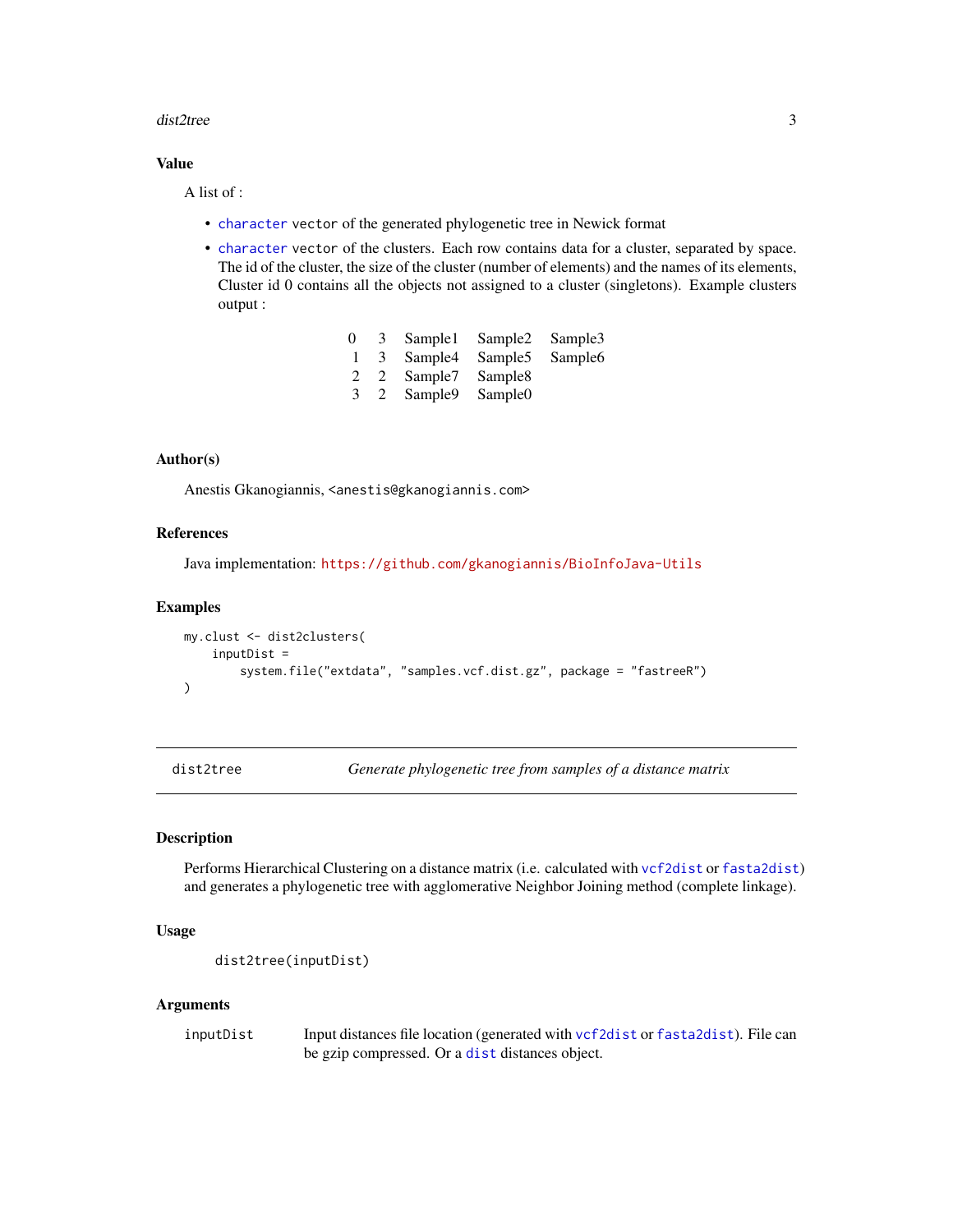### Value

A list of :

- `character` vector of the generated phylogenetic tree in Newick format
- `character` vector of the clusters. Each row contains data for a cluster, separated by space. The id of the cluster, the size of the cluster (number of elements) and the names of its elements, Cluster id 0 contains all the objects not assigned to a cluster (singletons). Example clusters output :

| | | | | |
|---|---|---|---|---|
| 0 | 3 | Sample1 | Sample2 | Sample3 |
| 1 | 3 | Sample4 | Sample5 | Sample6 |
| 2 | 2 | Sample7 | Sample8 | |
| 3 | 2 | Sample9 | Sample0 | |

### Author(s)

Anestis Gkanogiannis, <anestis@gkanogiannis.com>

### References

Java implementation: https://github.com/gkanogiannis/BioInfoJava-Utils

### Examples

```
my.clust <- dist2clusters(
    inputDist =
        system.file("extdata", "samples.vcf.dist.gz", package = "fastreeR")
)
```

---

## dist2tree — *Generate phylogenetic tree from samples of a distance matrix*

---

### Description

Performs Hierarchical Clustering on a distance matrix (i.e. calculated with `vcf2dist` or `fasta2dist`) and generates a phylogenetic tree with agglomerative Neighbor Joining method (complete linkage).

### Usage

```
dist2tree(inputDist)
```

### Arguments

| | |
|---|---|
| `inputDist` | Input distances file location (generated with `vcf2dist` or `fasta2dist`). File can be gzip compressed. Or a `dist` distances object. |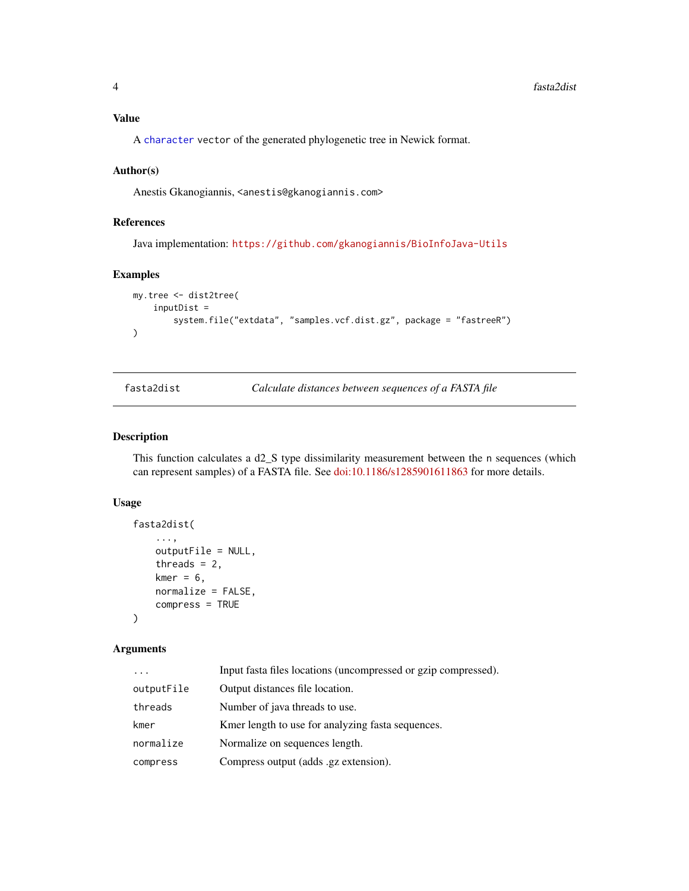## Value

A `character` vector of the generated phylogenetic tree in Newick format.

## Author(s)

Anestis Gkanogiannis, <anestis@gkanogiannis.com>

## References

Java implementation: https://github.com/gkanogiannis/BioInfoJava-Utils

## Examples

```
my.tree <- dist2tree(
    inputDist =
        system.file("extdata", "samples.vcf.dist.gz", package = "fastreeR")
)
```

---

# fasta2dist — *Calculate distances between sequences of a FASTA file*

---

## Description

This function calculates a d2_S type dissimilarity measurement between the n sequences (which can represent samples) of a FASTA file. See doi:10.1186/s1285901611863 for more details.

## Usage

```
fasta2dist(
    ...,
    outputFile = NULL,
    threads = 2,
    kmer = 6,
    normalize = FALSE,
    compress = TRUE
)
```

## Arguments

| | |
|---|---|
| `...` | Input fasta files locations (uncompressed or gzip compressed). |
| `outputFile` | Output distances file location. |
| `threads` | Number of java threads to use. |
| `kmer` | Kmer length to use for analyzing fasta sequences. |
| `normalize` | Normalize on sequences length. |
| `compress` | Compress output (adds .gz extension). |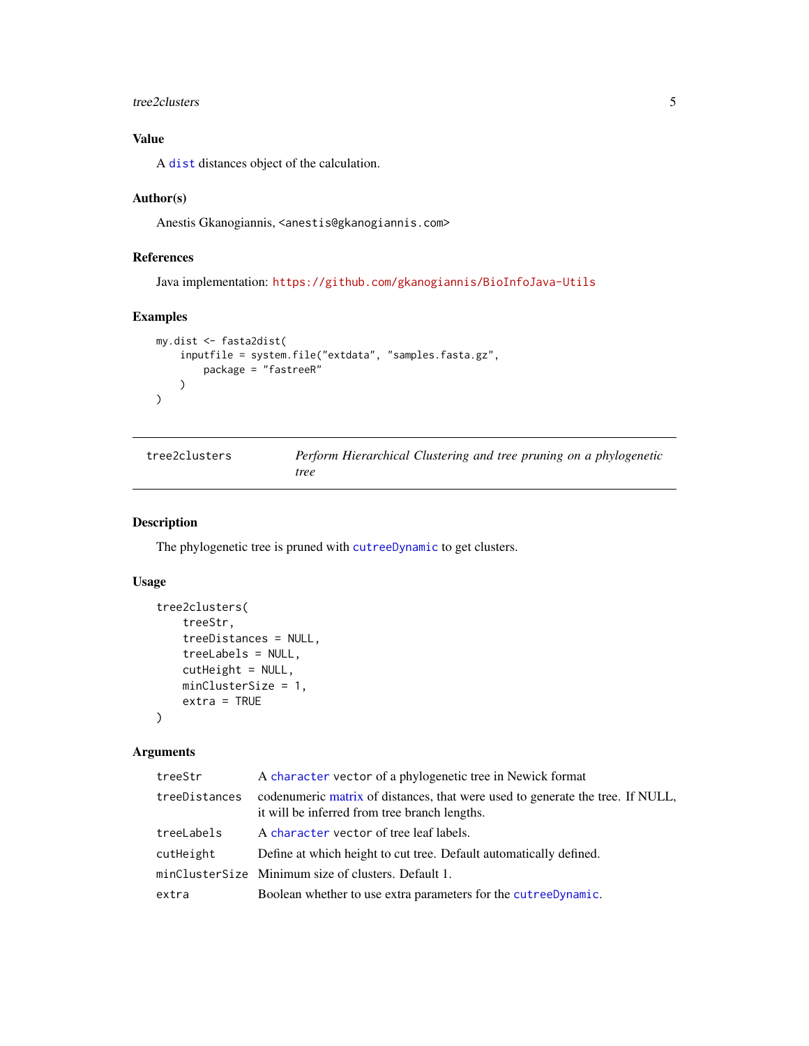### Value

A `dist` distances object of the calculation.

### Author(s)

Anestis Gkanogiannis, <anestis@gkanogiannis.com>

### References

Java implementation: https://github.com/gkanogiannis/BioInfoJava-Utils

### Examples

```
my.dist <- fasta2dist(
    inputfile = system.file("extdata", "samples.fasta.gz",
        package = "fastreeR"
    )
)
```

---

## tree2clusters — *Perform Hierarchical Clustering and tree pruning on a phylogenetic tree*

---

### Description

The phylogenetic tree is pruned with `cutreeDynamic` to get clusters.

### Usage

```
tree2clusters(
    treeStr,
    treeDistances = NULL,
    treeLabels = NULL,
    cutHeight = NULL,
    minClusterSize = 1,
    extra = TRUE
)
```

### Arguments

| | |
|---|---|
| `treeStr` | A `character` vector of a phylogenetic tree in Newick format |
| `treeDistances` | codenumeric matrix of distances, that were used to generate the tree. If NULL, it will be inferred from tree branch lengths. |
| `treeLabels` | A `character` vector of tree leaf labels. |
| `cutHeight` | Define at which height to cut tree. Default automatically defined. |
| `minClusterSize` | Minimum size of clusters. Default 1. |
| `extra` | Boolean whether to use extra parameters for the `cutreeDynamic`. |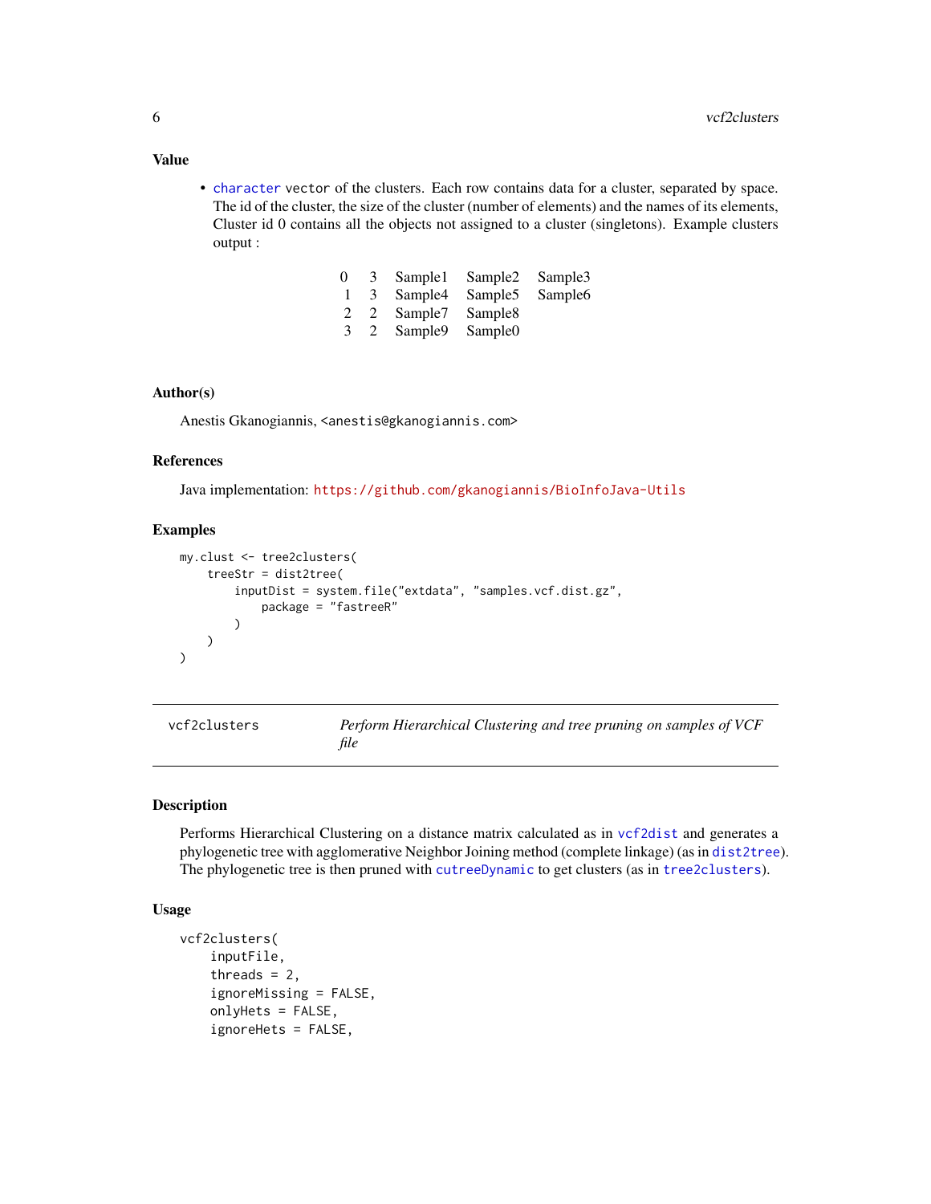### Value

- `character` vector of the clusters. Each row contains data for a cluster, separated by space. The id of the cluster, the size of the cluster (number of elements) and the names of its elements, Cluster id 0 contains all the objects not assigned to a cluster (singletons). Example clusters output :

| | | | | |
|---|---|---|---|---|
| 0 | 3 | Sample1 | Sample2 | Sample3 |
| 1 | 3 | Sample4 | Sample5 | Sample6 |
| 2 | 2 | Sample7 | Sample8 | |
| 3 | 2 | Sample9 | Sample0 | |

### Author(s)

Anestis Gkanogiannis, <anestis@gkanogiannis.com>

### References

Java implementation: https://github.com/gkanogiannis/BioInfoJava-Utils

### Examples

```
my.clust <- tree2clusters(
    treeStr = dist2tree(
        inputDist = system.file("extdata", "samples.vcf.dist.gz",
            package = "fastreeR"
        )
    )
)
```

---

## vcf2clusters — *Perform Hierarchical Clustering and tree pruning on samples of VCF file*

### Description

Performs Hierarchical Clustering on a distance matrix calculated as in `vcf2dist` and generates a phylogenetic tree with agglomerative Neighbor Joining method (complete linkage) (as in `dist2tree`). The phylogenetic tree is then pruned with `cutreeDynamic` to get clusters (as in `tree2clusters`).

### Usage

```
vcf2clusters(
    inputFile,
    threads = 2,
    ignoreMissing = FALSE,
    onlyHets = FALSE,
    ignoreHets = FALSE,
```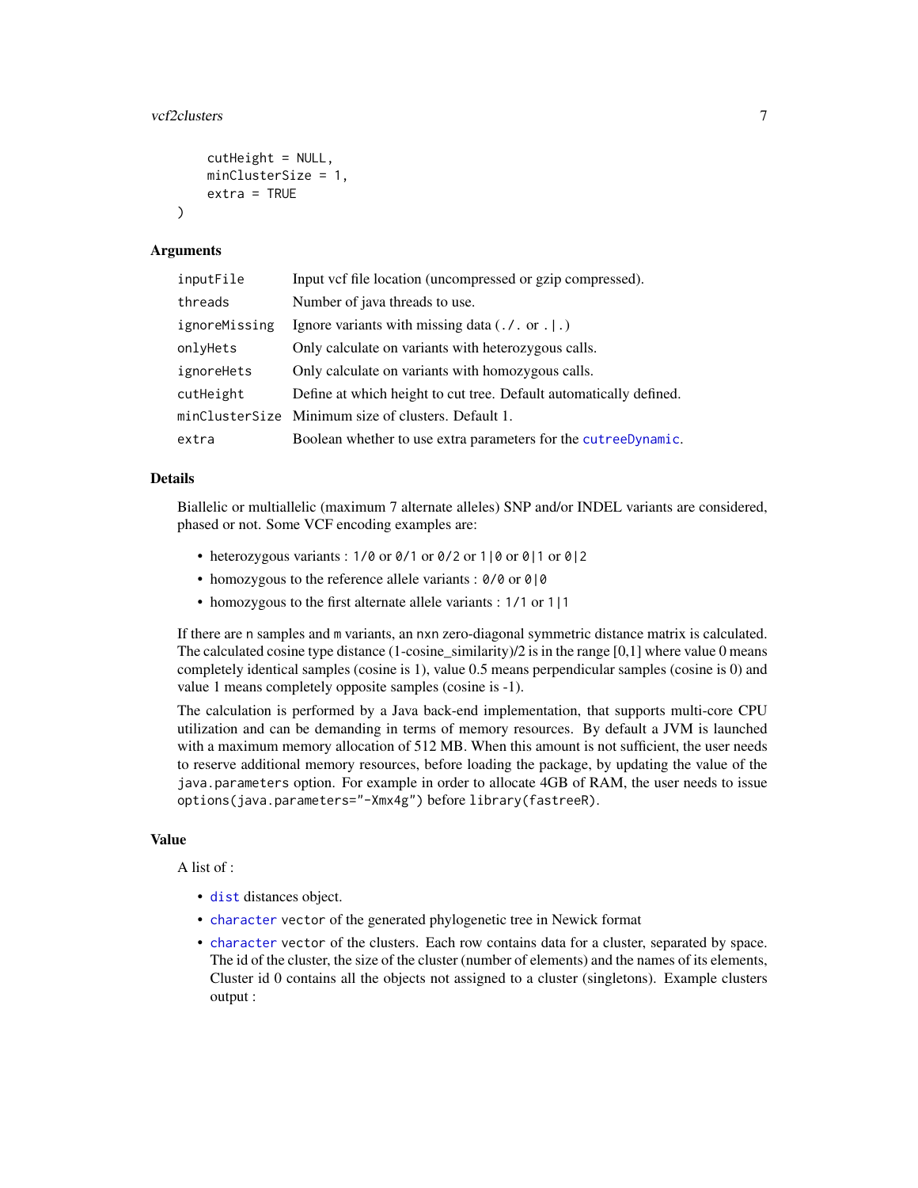```
    cutHeight = NULL,
    minClusterSize = 1,
    extra = TRUE
)
```

### Arguments

| | |
|---|---|
| inputFile | Input vcf file location (uncompressed or gzip compressed). |
| threads | Number of java threads to use. |
| ignoreMissing | Ignore variants with missing data (./. or .\|.) |
| onlyHets | Only calculate on variants with heterozygous calls. |
| ignoreHets | Only calculate on variants with homozygous calls. |
| cutHeight | Define at which height to cut tree. Default automatically defined. |
| minClusterSize | Minimum size of clusters. Default 1. |
| extra | Boolean whether to use extra parameters for the cutreeDynamic. |

### Details

Biallelic or multiallelic (maximum 7 alternate alleles) SNP and/or INDEL variants are considered, phased or not. Some VCF encoding examples are:

- heterozygous variants : `1/0` or `0/1` or `0/2` or `1|0` or `0|1` or `0|2`
- homozygous to the reference allele variants : `0/0` or `0|0`
- homozygous to the first alternate allele variants : `1/1` or `1|1`

If there are `n` samples and `m` variants, an `nxn` zero-diagonal symmetric distance matrix is calculated. The calculated cosine type distance (1-cosine_similarity)/2 is in the range [0,1] where value 0 means completely identical samples (cosine is 1), value 0.5 means perpendicular samples (cosine is 0) and value 1 means completely opposite samples (cosine is -1).

The calculation is performed by a Java back-end implementation, that supports multi-core CPU utilization and can be demanding in terms of memory resources. By default a JVM is launched with a maximum memory allocation of 512 MB. When this amount is not sufficient, the user needs to reserve additional memory resources, before loading the package, by updating the value of the `java.parameters` option. For example in order to allocate 4GB of RAM, the user needs to issue `options(java.parameters="-Xmx4g")` before `library(fastreeR)`.

### Value

A list of :

- dist distances object.
- character vector of the generated phylogenetic tree in Newick format
- character vector of the clusters. Each row contains data for a cluster, separated by space. The id of the cluster, the size of the cluster (number of elements) and the names of its elements, Cluster id 0 contains all the objects not assigned to a cluster (singletons). Example clusters output :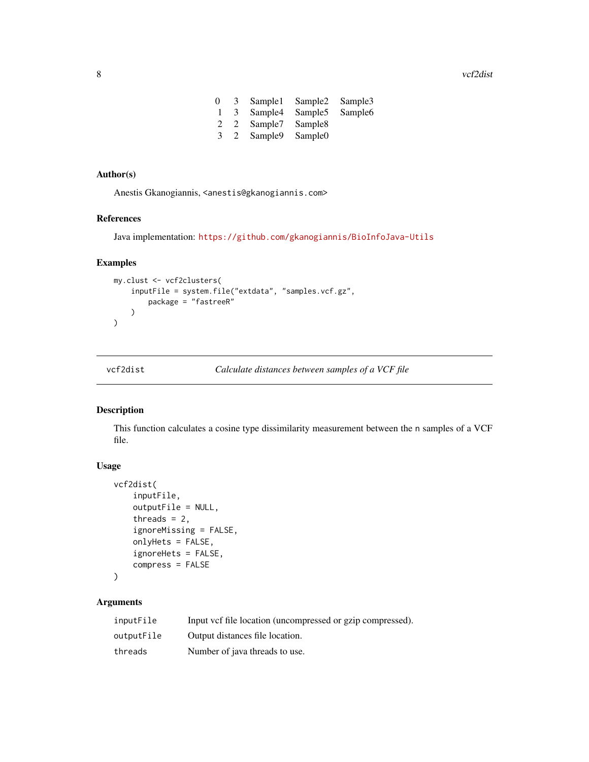| | | | | |
|---|---|---|---|---|
| 0 | 3 | Sample1 | Sample2 | Sample3 |
| 1 | 3 | Sample4 | Sample5 | Sample6 |
| 2 | 2 | Sample7 | Sample8 | |
| 3 | 2 | Sample9 | Sample0 | |

### Author(s)

Anestis Gkanogiannis, <anestis@gkanogiannis.com>

### References

Java implementation: https://github.com/gkanogiannis/BioInfoJava-Utils

### Examples

```
my.clust <- vcf2clusters(
    inputFile = system.file("extdata", "samples.vcf.gz",
        package = "fastreeR"
    )
)
```

---

## vcf2dist — *Calculate distances between samples of a VCF file*

---

### Description

This function calculates a cosine type dissimilarity measurement between the n samples of a VCF file.

### Usage

```
vcf2dist(
    inputFile,
    outputFile = NULL,
    threads = 2,
    ignoreMissing = FALSE,
    onlyHets = FALSE,
    ignoreHets = FALSE,
    compress = FALSE
)
```

### Arguments

| | |
|---|---|
| inputFile | Input vcf file location (uncompressed or gzip compressed). |
| outputFile | Output distances file location. |
| threads | Number of java threads to use. |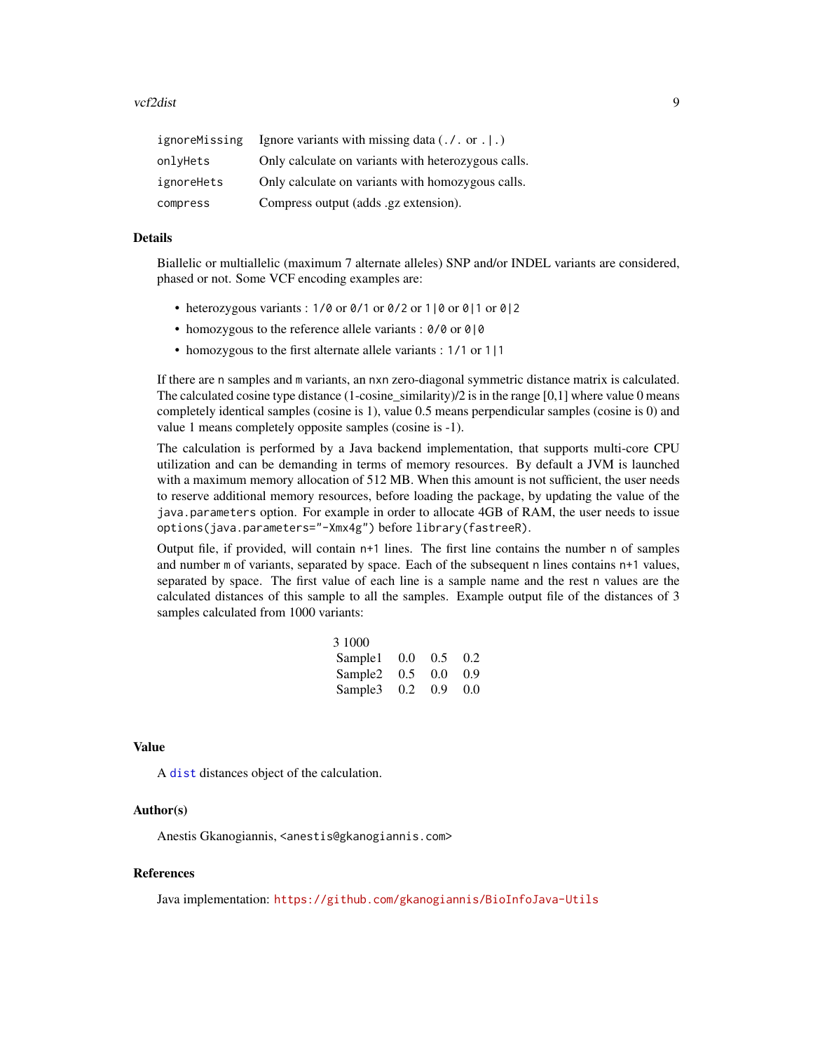| | |
|---|---|
| `ignoreMissing` | Ignore variants with missing data (`./.` or `.|.`) |
| `onlyHets` | Only calculate on variants with heterozygous calls. |
| `ignoreHets` | Only calculate on variants with homozygous calls. |
| `compress` | Compress output (adds .gz extension). |

## Details

Biallelic or multiallelic (maximum 7 alternate alleles) SNP and/or INDEL variants are considered, phased or not. Some VCF encoding examples are:

- heterozygous variants : `1/0` or `0/1` or `0/2` or `1|0` or `0|1` or `0|2`
- homozygous to the reference allele variants : `0/0` or `0|0`
- homozygous to the first alternate allele variants : `1/1` or `1|1`

If there are `n` samples and `m` variants, an `nxn` zero-diagonal symmetric distance matrix is calculated. The calculated cosine type distance (1-cosine_similarity)/2 is in the range [0,1] where value 0 means completely identical samples (cosine is 1), value 0.5 means perpendicular samples (cosine is 0) and value 1 means completely opposite samples (cosine is -1).

The calculation is performed by a Java backend implementation, that supports multi-core CPU utilization and can be demanding in terms of memory resources. By default a JVM is launched with a maximum memory allocation of 512 MB. When this amount is not sufficient, the user needs to reserve additional memory resources, before loading the package, by updating the value of the `java.parameters` option. For example in order to allocate 4GB of RAM, the user needs to issue `options(java.parameters="-Xmx4g")` before `library(fastreeR)`.

Output file, if provided, will contain `n+1` lines. The first line contains the number `n` of samples and number `m` of variants, separated by space. Each of the subsequent `n` lines contains `n+1` values, separated by space. The first value of each line is a sample name and the rest `n` values are the calculated distances of this sample to all the samples. Example output file of the distances of 3 samples calculated from 1000 variants:

```
3 1000
Sample1 0.0 0.5 0.2
Sample2 0.5 0.0 0.9
Sample3 0.2 0.9 0.0
```

## Value

A `dist` distances object of the calculation.

## Author(s)

Anestis Gkanogiannis, `<anestis@gkanogiannis.com>`

## References

Java implementation: https://github.com/gkanogiannis/BioInfoJava-Utils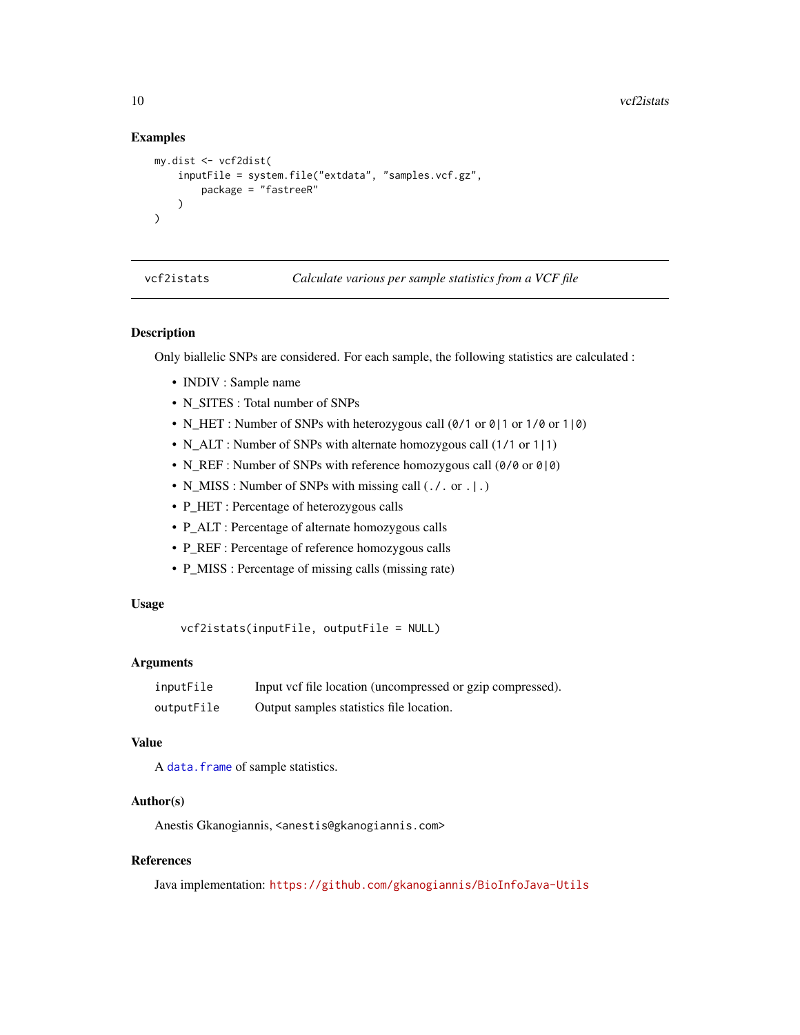### Examples

```
my.dist <- vcf2dist(
    inputFile = system.file("extdata", "samples.vcf.gz",
        package = "fastreeR"
    )
)
```

---

## vcf2istats — *Calculate various per sample statistics from a VCF file*

---

### Description

Only biallelic SNPs are considered. For each sample, the following statistics are calculated :

- INDIV : Sample name
- N_SITES : Total number of SNPs
- N_HET : Number of SNPs with heterozygous call (`0/1` or `0|1` or `1/0` or `1|0`)
- N_ALT : Number of SNPs with alternate homozygous call (`1/1` or `1|1`)
- N_REF : Number of SNPs with reference homozygous call (`0/0` or `0|0`)
- N_MISS : Number of SNPs with missing call (`./.` or `.|.`)
- P_HET : Percentage of heterozygous calls
- P_ALT : Percentage of alternate homozygous calls
- P_REF : Percentage of reference homozygous calls
- P_MISS : Percentage of missing calls (missing rate)

### Usage

```
vcf2istats(inputFile, outputFile = NULL)
```

### Arguments

| | |
|---|---|
| `inputFile` | Input vcf file location (uncompressed or gzip compressed). |
| `outputFile` | Output samples statistics file location. |

### Value

A `data.frame` of sample statistics.

### Author(s)

Anestis Gkanogiannis, `<anestis@gkanogiannis.com>`

### References

Java implementation: https://github.com/gkanogiannis/BioInfoJava-Utils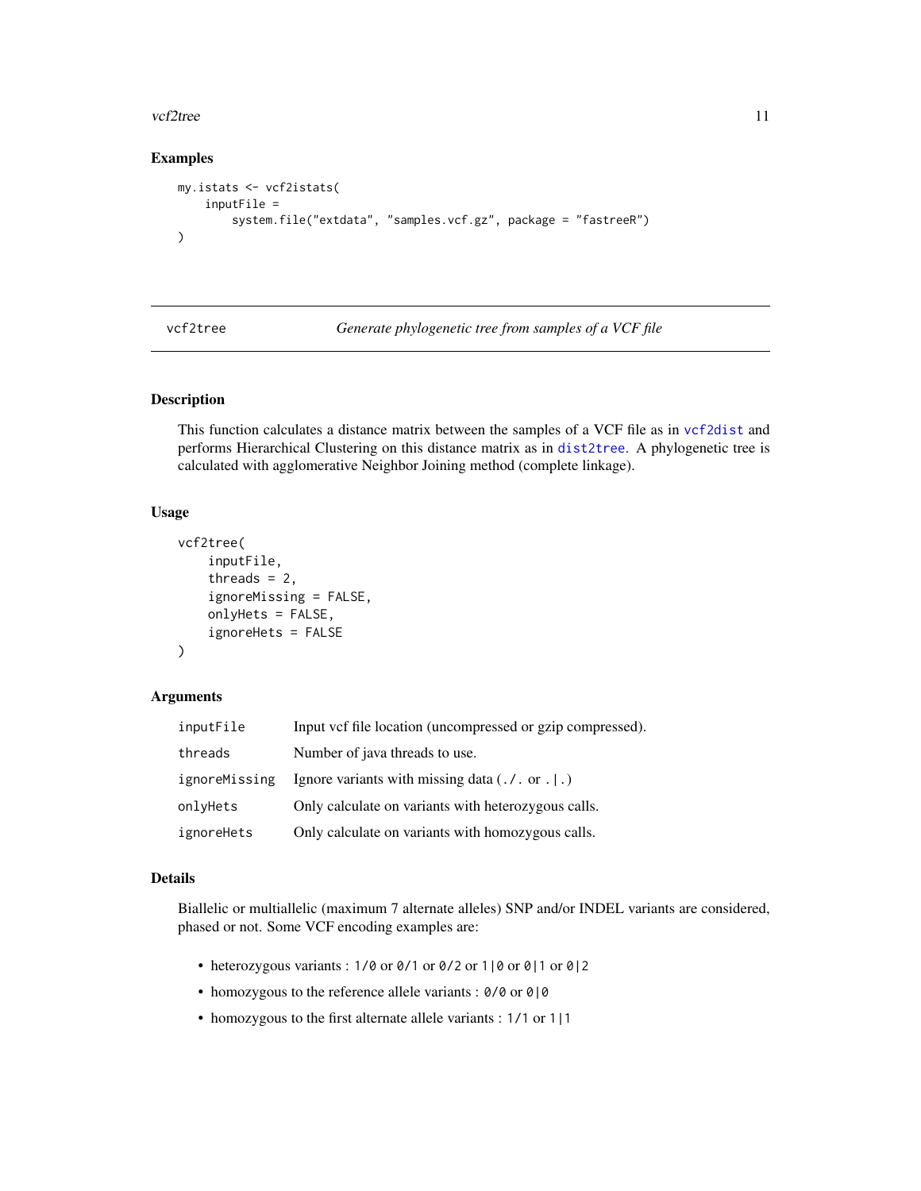### Examples

```
my.istats <- vcf2istats(
    inputFile =
        system.file("extdata", "samples.vcf.gz", package = "fastreeR")
)
```

---

## vcf2tree — *Generate phylogenetic tree from samples of a VCF file*

---

### Description

This function calculates a distance matrix between the samples of a VCF file as in `vcf2dist` and performs Hierarchical Clustering on this distance matrix as in `dist2tree`. A phylogenetic tree is calculated with agglomerative Neighbor Joining method (complete linkage).

### Usage

```
vcf2tree(
    inputFile,
    threads = 2,
    ignoreMissing = FALSE,
    onlyHets = FALSE,
    ignoreHets = FALSE
)
```

### Arguments

| | |
|---|---|
| `inputFile` | Input vcf file location (uncompressed or gzip compressed). |
| `threads` | Number of java threads to use. |
| `ignoreMissing` | Ignore variants with missing data (`./.` or `.|.`) |
| `onlyHets` | Only calculate on variants with heterozygous calls. |
| `ignoreHets` | Only calculate on variants with homozygous calls. |

### Details

Biallelic or multiallelic (maximum 7 alternate alleles) SNP and/or INDEL variants are considered, phased or not. Some VCF encoding examples are:

- heterozygous variants : `1/0` or `0/1` or `0/2` or `1|0` or `0|1` or `0|2`
- homozygous to the reference allele variants : `0/0` or `0|0`
- homozygous to the first alternate allele variants : `1/1` or `1|1`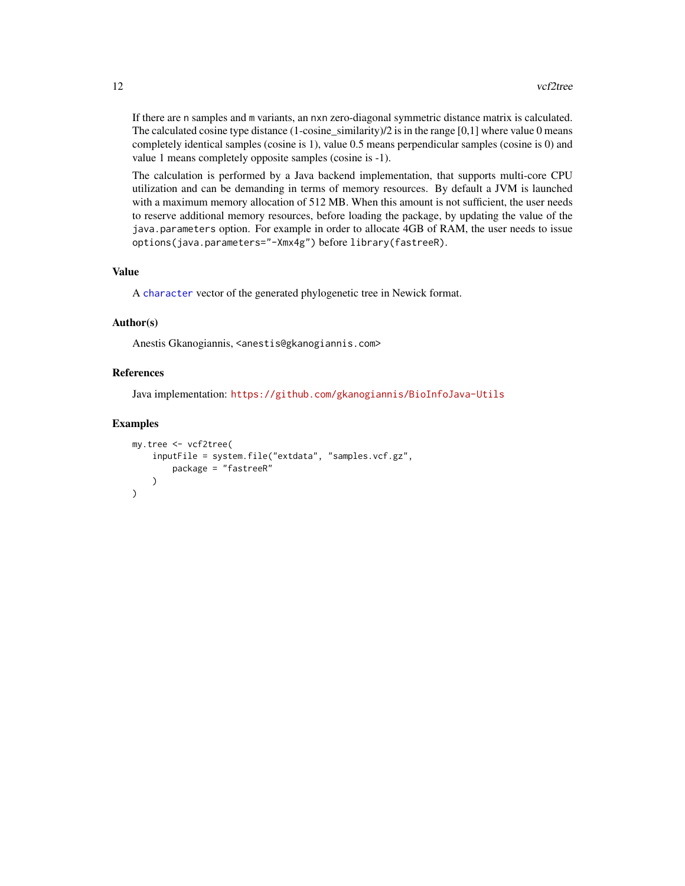If there are n samples and m variants, an nxn zero-diagonal symmetric distance matrix is calculated. The calculated cosine type distance (1-cosine_similarity)/2 is in the range [0,1] where value 0 means completely identical samples (cosine is 1), value 0.5 means perpendicular samples (cosine is 0) and value 1 means completely opposite samples (cosine is -1).

The calculation is performed by a Java backend implementation, that supports multi-core CPU utilization and can be demanding in terms of memory resources. By default a JVM is launched with a maximum memory allocation of 512 MB. When this amount is not sufficient, the user needs to reserve additional memory resources, before loading the package, by updating the value of the `java.parameters` option. For example in order to allocate 4GB of RAM, the user needs to issue `options(java.parameters="-Xmx4g")` before `library(fastreeR)`.

### Value

A `character` vector of the generated phylogenetic tree in Newick format.

### Author(s)

Anestis Gkanogiannis, <anestis@gkanogiannis.com>

### References

Java implementation: https://github.com/gkanogiannis/BioInfoJava-Utils

### Examples

```
my.tree <- vcf2tree(
    inputFile = system.file("extdata", "samples.vcf.gz",
        package = "fastreeR"
    )
)
```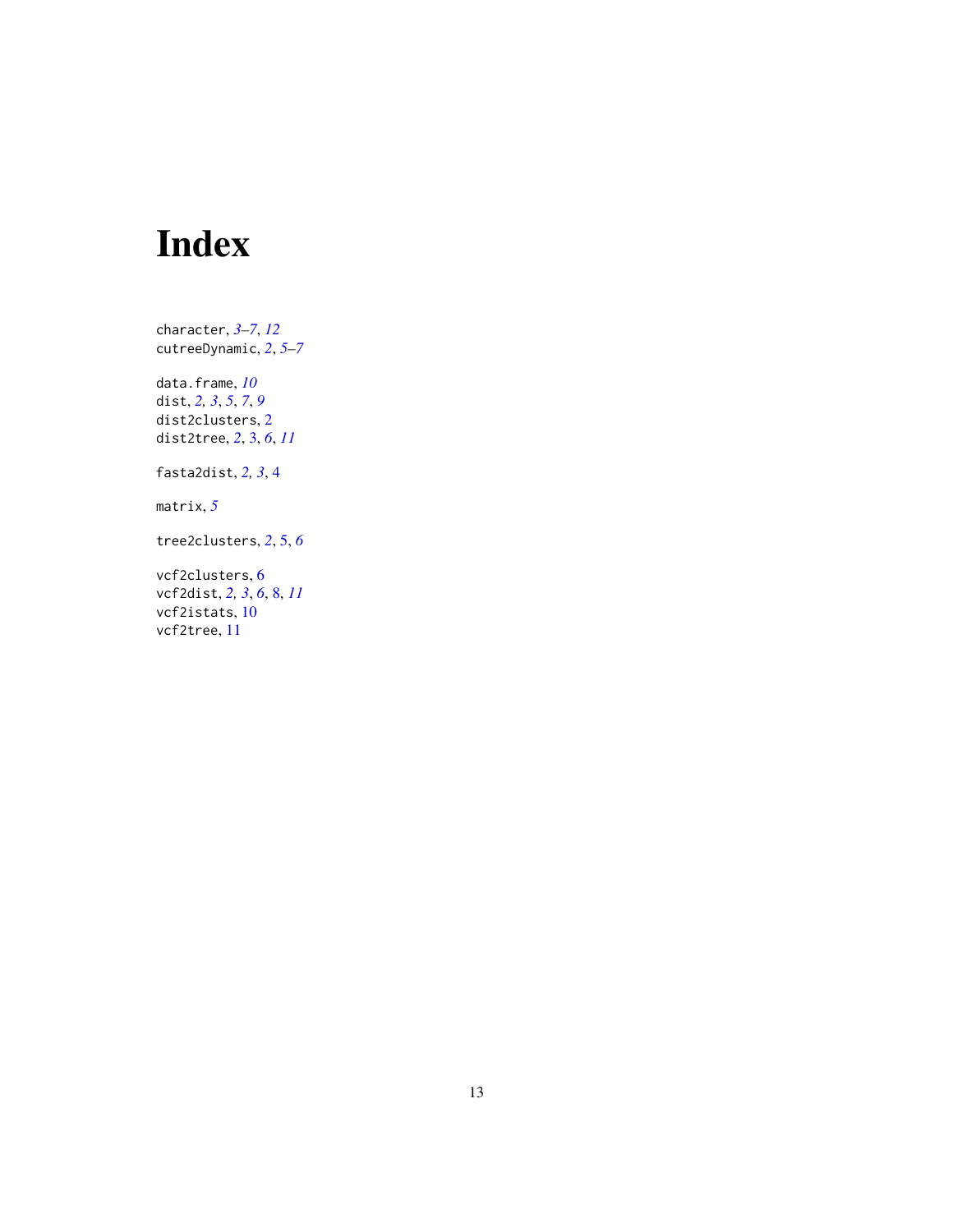# Index

character, *3–7*, *12*
cutreeDynamic, *2*, *5–7*

data.frame, *10*
dist, *2, 3*, *5*, *7*, *9*
dist2clusters, 2
dist2tree, *2*, 3, *6*, *11*

fasta2dist, *2, 3*, 4

matrix, *5*

tree2clusters, *2*, 5, *6*

vcf2clusters, 6
vcf2dist, *2, 3*, *6*, 8, *11*
vcf2istats, 10
vcf2tree, 11